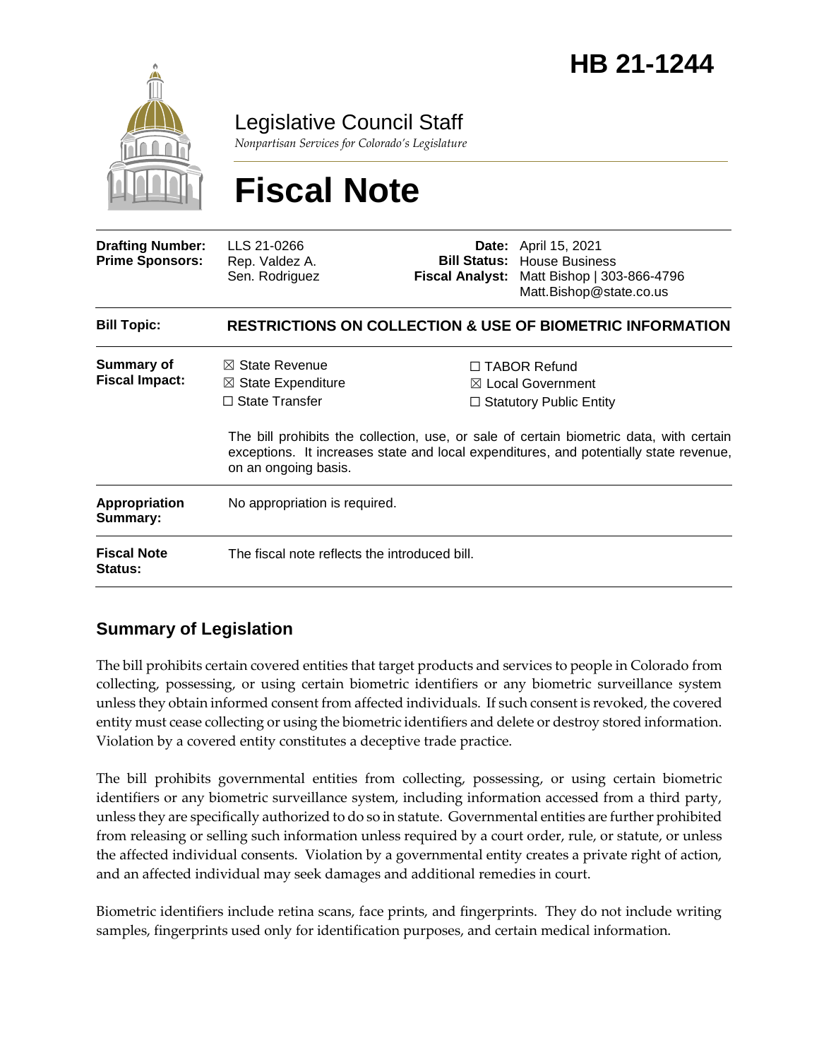# HB 21-1244

Legislative Council Staff

*Nonpartisan Services for Colorado's Legislature*

# Fiscal Note

| | | | |
|---|---|---|---|
| **Drafting Number:** | LLS 21-0266 | **Date:** | April 15, 2021 |
| **Prime Sponsors:** | Rep. Valdez A. Sen. Rodriguez | **Bill Status:** | House Business |
| | | **Fiscal Analyst:** | Matt Bishop \| 303-866-4796 Matt.Bishop@state.co.us |

| | |
|---|---|
| **Bill Topic:** | **RESTRICTIONS ON COLLECTION & USE OF BIOMETRIC INFORMATION** |
| **Summary of Fiscal Impact:** | ☒ State Revenue ☒ State Expenditure ☐ State Transfer ☐ TABOR Refund ☒ Local Government ☐ Statutory Public Entity<br><br>The bill prohibits the collection, use, or sale of certain biometric data, with certain exceptions. It increases state and local expenditures, and potentially state revenue, on an ongoing basis. |
| **Appropriation Summary:** | No appropriation is required. |
| **Fiscal Note Status:** | The fiscal note reflects the introduced bill. |

## Summary of Legislation

The bill prohibits certain covered entities that target products and services to people in Colorado from collecting, possessing, or using certain biometric identifiers or any biometric surveillance system unless they obtain informed consent from affected individuals. If such consent is revoked, the covered entity must cease collecting or using the biometric identifiers and delete or destroy stored information. Violation by a covered entity constitutes a deceptive trade practice.

The bill prohibits governmental entities from collecting, possessing, or using certain biometric identifiers or any biometric surveillance system, including information accessed from a third party, unless they are specifically authorized to do so in statute. Governmental entities are further prohibited from releasing or selling such information unless required by a court order, rule, or statute, or unless the affected individual consents. Violation by a governmental entity creates a private right of action, and an affected individual may seek damages and additional remedies in court.

Biometric identifiers include retina scans, face prints, and fingerprints. They do not include writing samples, fingerprints used only for identification purposes, and certain medical information.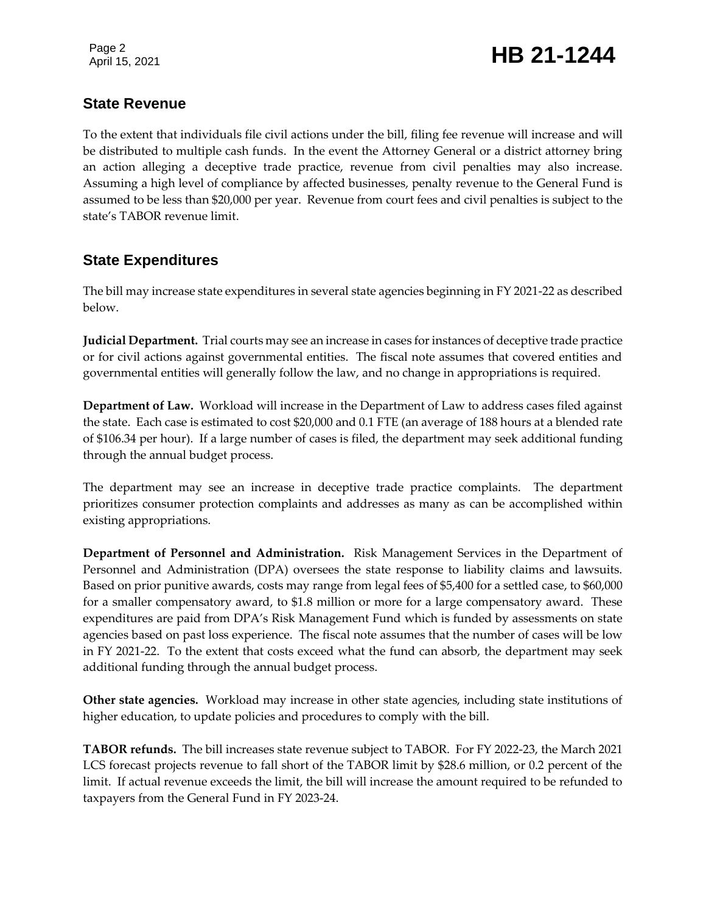## State Revenue

To the extent that individuals file civil actions under the bill, filing fee revenue will increase and will be distributed to multiple cash funds. In the event the Attorney General or a district attorney bring an action alleging a deceptive trade practice, revenue from civil penalties may also increase. Assuming a high level of compliance by affected businesses, penalty revenue to the General Fund is assumed to be less than $20,000 per year. Revenue from court fees and civil penalties is subject to the state's TABOR revenue limit.

## State Expenditures

The bill may increase state expenditures in several state agencies beginning in FY 2021-22 as described below.

**Judicial Department.** Trial courts may see an increase in cases for instances of deceptive trade practice or for civil actions against governmental entities. The fiscal note assumes that covered entities and governmental entities will generally follow the law, and no change in appropriations is required.

**Department of Law.** Workload will increase in the Department of Law to address cases filed against the state. Each case is estimated to cost $20,000 and 0.1 FTE (an average of 188 hours at a blended rate of $106.34 per hour). If a large number of cases is filed, the department may seek additional funding through the annual budget process.

The department may see an increase in deceptive trade practice complaints. The department prioritizes consumer protection complaints and addresses as many as can be accomplished within existing appropriations.

**Department of Personnel and Administration.** Risk Management Services in the Department of Personnel and Administration (DPA) oversees the state response to liability claims and lawsuits. Based on prior punitive awards, costs may range from legal fees of $5,400 for a settled case, to $60,000 for a smaller compensatory award, to $1.8 million or more for a large compensatory award. These expenditures are paid from DPA's Risk Management Fund which is funded by assessments on state agencies based on past loss experience. The fiscal note assumes that the number of cases will be low in FY 2021-22. To the extent that costs exceed what the fund can absorb, the department may seek additional funding through the annual budget process.

**Other state agencies.** Workload may increase in other state agencies, including state institutions of higher education, to update policies and procedures to comply with the bill.

**TABOR refunds.** The bill increases state revenue subject to TABOR. For FY 2022-23, the March 2021 LCS forecast projects revenue to fall short of the TABOR limit by $28.6 million, or 0.2 percent of the limit. If actual revenue exceeds the limit, the bill will increase the amount required to be refunded to taxpayers from the General Fund in FY 2023-24.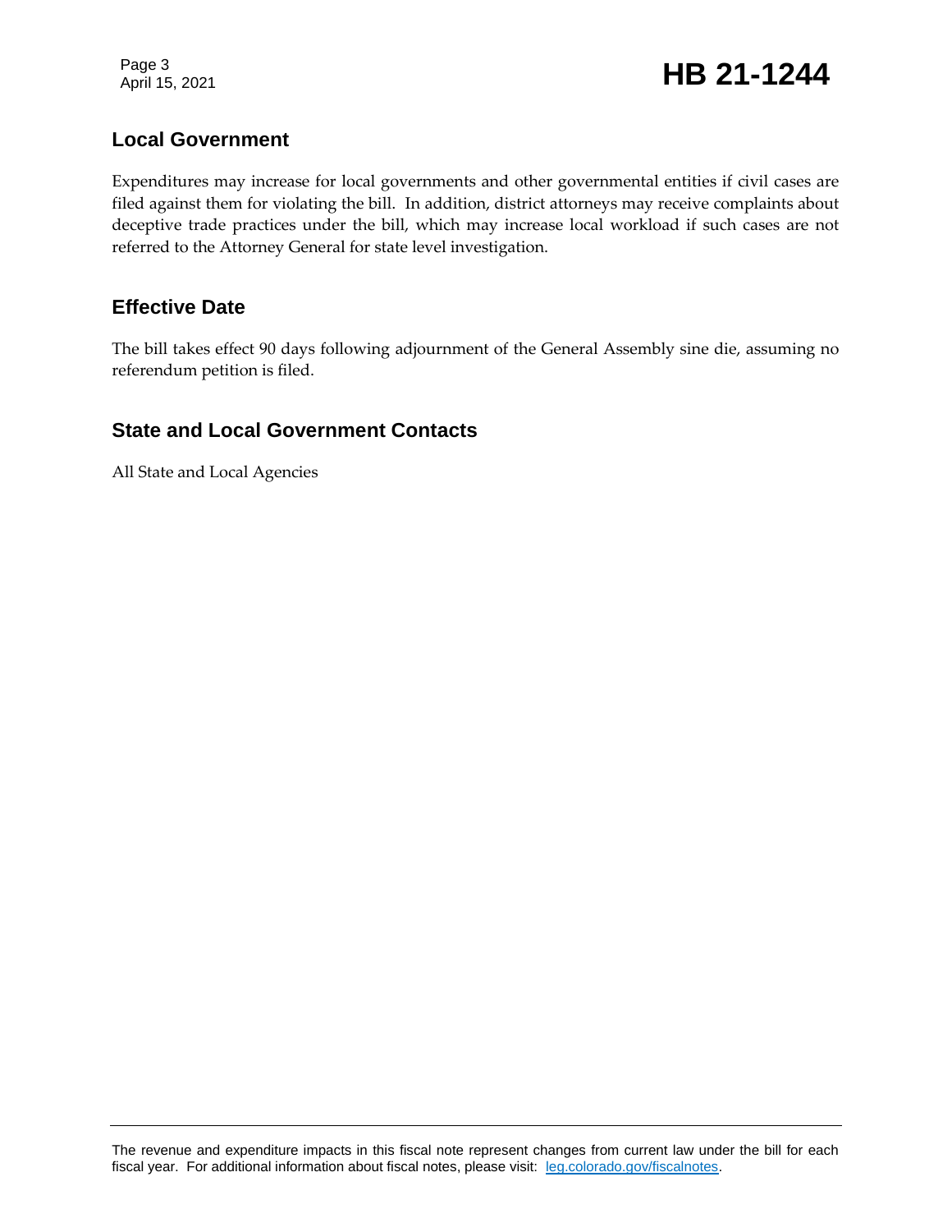## Local Government

Expenditures may increase for local governments and other governmental entities if civil cases are filed against them for violating the bill. In addition, district attorneys may receive complaints about deceptive trade practices under the bill, which may increase local workload if such cases are not referred to the Attorney General for state level investigation.

## Effective Date

The bill takes effect 90 days following adjournment of the General Assembly sine die, assuming no referendum petition is filed.

## State and Local Government Contacts

All State and Local Agencies

The revenue and expenditure impacts in this fiscal note represent changes from current law under the bill for each fiscal year. For additional information about fiscal notes, please visit: leg.colorado.gov/fiscalnotes.